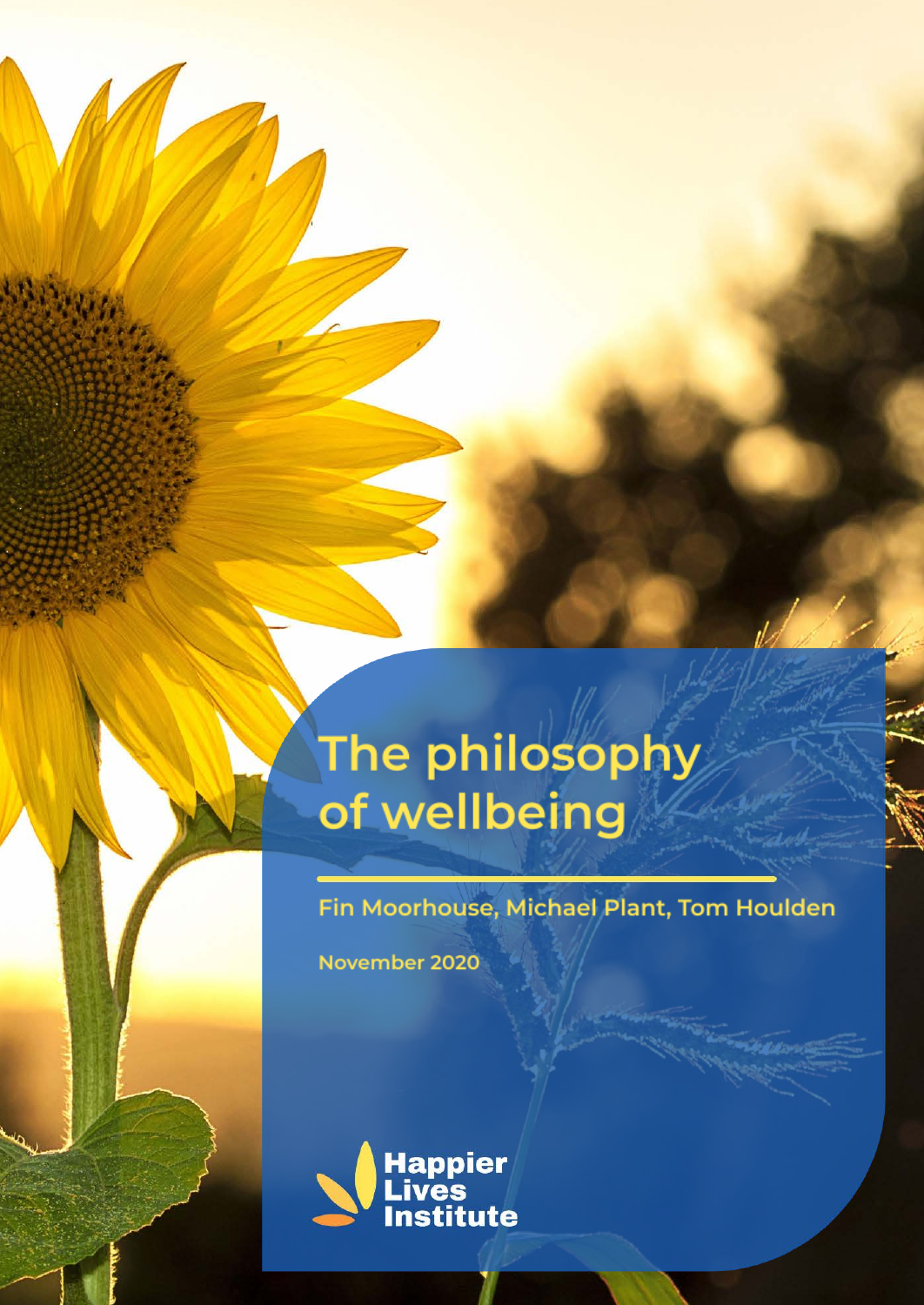# The philosophy of wellbeing

Fin Moorhouse, Michael Plant, Tom Houlden

November 2020

Happier Lives Institute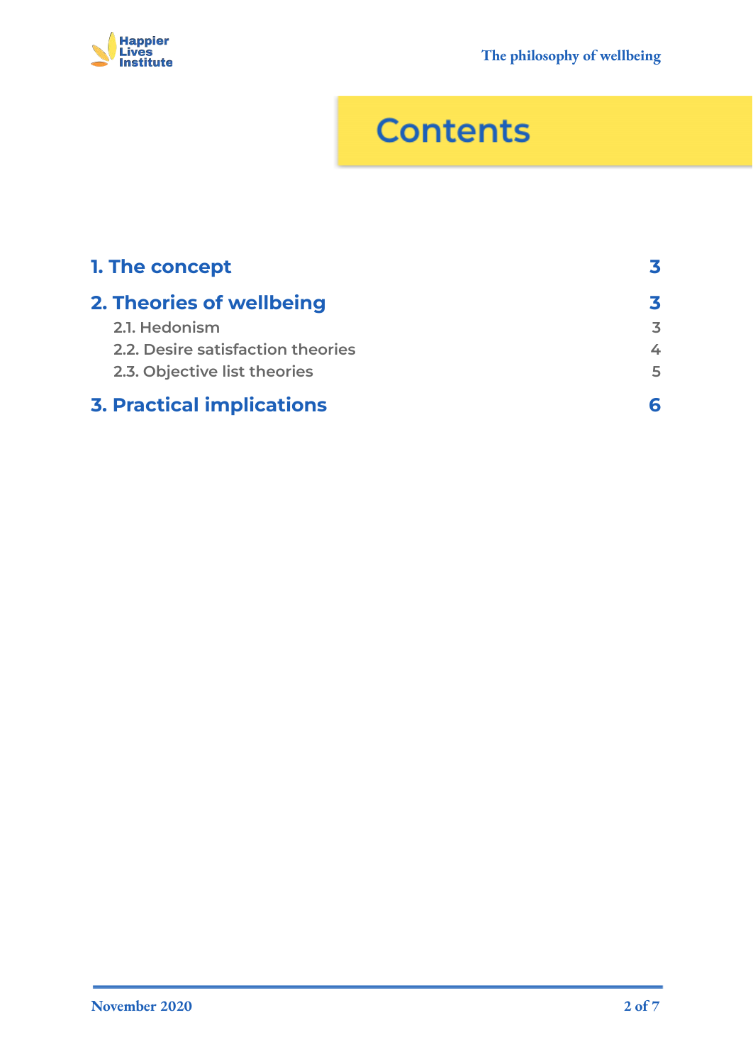# Contents

| | |
|---|---|
| **1. The concept** | **3** |
| **2. Theories of wellbeing** | **3** |
| 2.1. Hedonism | 3 |
| 2.2. Desire satisfaction theories | 4 |
| 2.3. Objective list theories | 5 |
| **3. Practical implications** | **6** |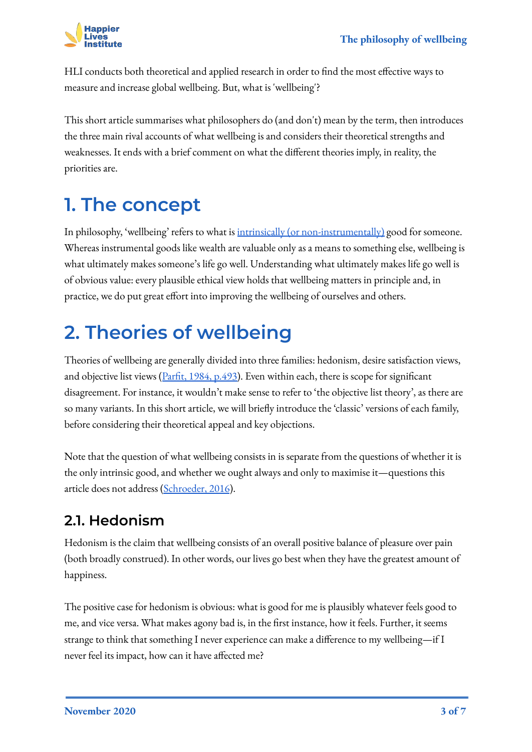HLI conducts both theoretical and applied research in order to find the most effective ways to measure and increase global wellbeing. But, what is 'wellbeing'?

This short article summarises what philosophers do (and don't) mean by the term, then introduces the three main rival accounts of what wellbeing is and considers their theoretical strengths and weaknesses. It ends with a brief comment on what the different theories imply, in reality, the priorities are.

# 1. The concept

In philosophy, 'wellbeing' refers to what is [intrinsically (or non-instrumentally)]() good for someone. Whereas instrumental goods like wealth are valuable only as a means to something else, wellbeing is what ultimately makes someone's life go well. Understanding what ultimately makes life go well is of obvious value: every plausible ethical view holds that wellbeing matters in principle and, in practice, we do put great effort into improving the wellbeing of ourselves and others.

# 2. Theories of wellbeing

Theories of wellbeing are generally divided into three families: hedonism, desire satisfaction views, and objective list views ([Parfit, 1984, p.493]()). Even within each, there is scope for significant disagreement. For instance, it wouldn't make sense to refer to 'the objective list theory', as there are so many variants. In this short article, we will briefly introduce the 'classic' versions of each family, before considering their theoretical appeal and key objections.

Note that the question of what wellbeing consists in is separate from the questions of whether it is the only intrinsic good, and whether we ought always and only to maximise it—questions this article does not address ([Schroeder, 2016]()).

## 2.1. Hedonism

Hedonism is the claim that wellbeing consists of an overall positive balance of pleasure over pain (both broadly construed). In other words, our lives go best when they have the greatest amount of happiness.

The positive case for hedonism is obvious: what is good for me is plausibly whatever feels good to me, and vice versa. What makes agony bad is, in the first instance, how it feels. Further, it seems strange to think that something I never experience can make a difference to my wellbeing—if I never feel its impact, how can it have affected me?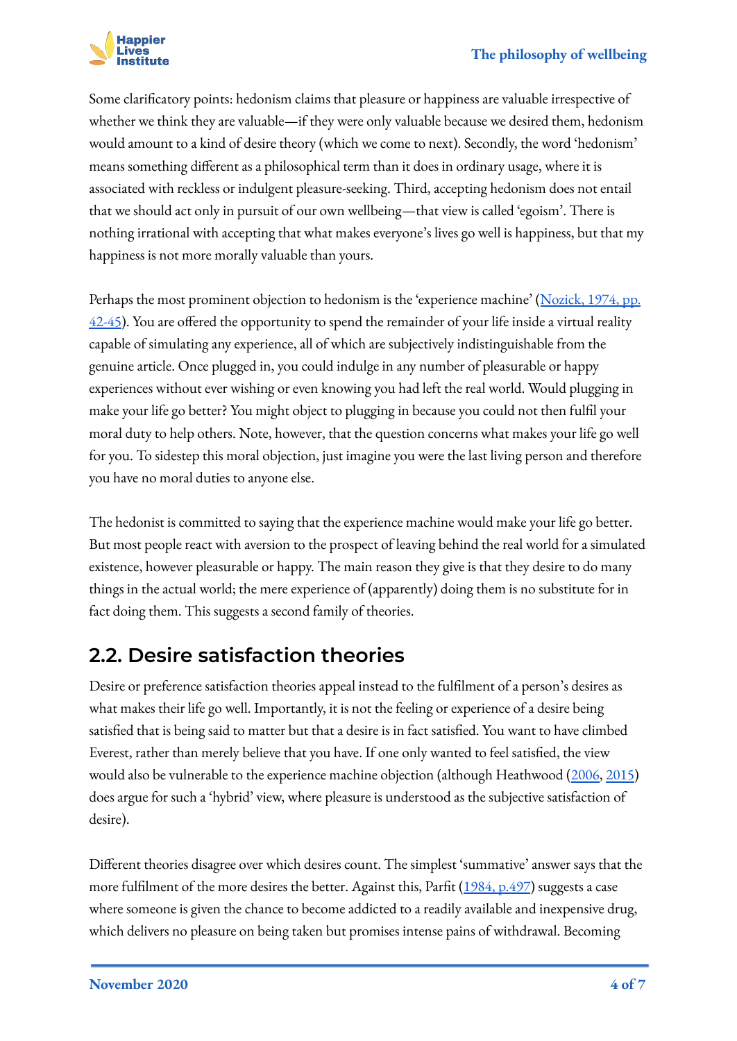Some clarificatory points: hedonism claims that pleasure or happiness are valuable irrespective of whether we think they are valuable—if they were only valuable because we desired them, hedonism would amount to a kind of desire theory (which we come to next). Secondly, the word 'hedonism' means something different as a philosophical term than it does in ordinary usage, where it is associated with reckless or indulgent pleasure-seeking. Third, accepting hedonism does not entail that we should act only in pursuit of our own wellbeing—that view is called 'egoism'. There is nothing irrational with accepting that what makes everyone's lives go well is happiness, but that my happiness is not more morally valuable than yours.

Perhaps the most prominent objection to hedonism is the 'experience machine' (Nozick, 1974, pp. 42-45). You are offered the opportunity to spend the remainder of your life inside a virtual reality capable of simulating any experience, all of which are subjectively indistinguishable from the genuine article. Once plugged in, you could indulge in any number of pleasurable or happy experiences without ever wishing or even knowing you had left the real world. Would plugging in make your life go better? You might object to plugging in because you could not then fulfil your moral duty to help others. Note, however, that the question concerns what makes your life go well for you. To sidestep this moral objection, just imagine you were the last living person and therefore you have no moral duties to anyone else.

The hedonist is committed to saying that the experience machine would make your life go better. But most people react with aversion to the prospect of leaving behind the real world for a simulated existence, however pleasurable or happy. The main reason they give is that they desire to do many things in the actual world; the mere experience of (apparently) doing them is no substitute for in fact doing them. This suggests a second family of theories.

## 2.2. Desire satisfaction theories

Desire or preference satisfaction theories appeal instead to the fulfilment of a person's desires as what makes their life go well. Importantly, it is not the feeling or experience of a desire being satisfied that is being said to matter but that a desire is in fact satisfied. You want to have climbed Everest, rather than merely believe that you have. If one only wanted to feel satisfied, the view would also be vulnerable to the experience machine objection (although Heathwood (2006, 2015) does argue for such a 'hybrid' view, where pleasure is understood as the subjective satisfaction of desire).

Different theories disagree over which desires count. The simplest 'summative' answer says that the more fulfilment of the more desires the better. Against this, Parfit (1984, p.497) suggests a case where someone is given the chance to become addicted to a readily available and inexpensive drug, which delivers no pleasure on being taken but promises intense pains of withdrawal. Becoming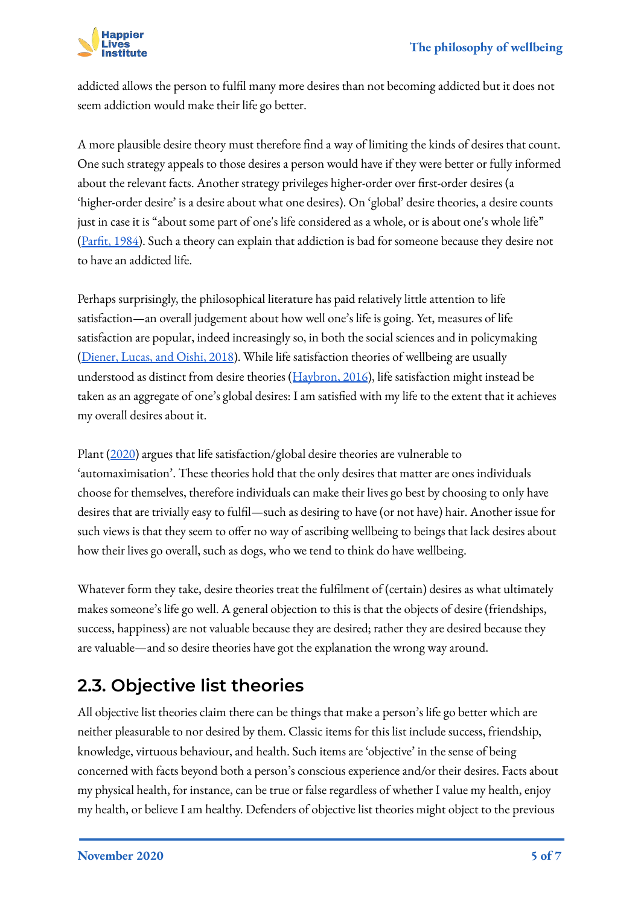addicted allows the person to fulfil many more desires than not becoming addicted but it does not seem addiction would make their life go better.

A more plausible desire theory must therefore find a way of limiting the kinds of desires that count. One such strategy appeals to those desires a person would have if they were better or fully informed about the relevant facts. Another strategy privileges higher-order over first-order desires (a 'higher-order desire' is a desire about what one desires). On 'global' desire theories, a desire counts just in case it is "about some part of one's life considered as a whole, or is about one's whole life" (Parfit, 1984). Such a theory can explain that addiction is bad for someone because they desire not to have an addicted life.

Perhaps surprisingly, the philosophical literature has paid relatively little attention to life satisfaction—an overall judgement about how well one's life is going. Yet, measures of life satisfaction are popular, indeed increasingly so, in both the social sciences and in policymaking (Diener, Lucas, and Oishi, 2018). While life satisfaction theories of wellbeing are usually understood as distinct from desire theories (Haybron, 2016), life satisfaction might instead be taken as an aggregate of one's global desires: I am satisfied with my life to the extent that it achieves my overall desires about it.

Plant (2020) argues that life satisfaction/global desire theories are vulnerable to 'automaximisation'. These theories hold that the only desires that matter are ones individuals choose for themselves, therefore individuals can make their lives go best by choosing to only have desires that are trivially easy to fulfil—such as desiring to have (or not have) hair. Another issue for such views is that they seem to offer no way of ascribing wellbeing to beings that lack desires about how their lives go overall, such as dogs, who we tend to think do have wellbeing.

Whatever form they take, desire theories treat the fulfilment of (certain) desires as what ultimately makes someone's life go well. A general objection to this is that the objects of desire (friendships, success, happiness) are not valuable because they are desired; rather they are desired because they are valuable—and so desire theories have got the explanation the wrong way around.

## 2.3. Objective list theories

All objective list theories claim there can be things that make a person's life go better which are neither pleasurable to nor desired by them. Classic items for this list include success, friendship, knowledge, virtuous behaviour, and health. Such items are 'objective' in the sense of being concerned with facts beyond both a person's conscious experience and/or their desires. Facts about my physical health, for instance, can be true or false regardless of whether I value my health, enjoy my health, or believe I am healthy. Defenders of objective list theories might object to the previous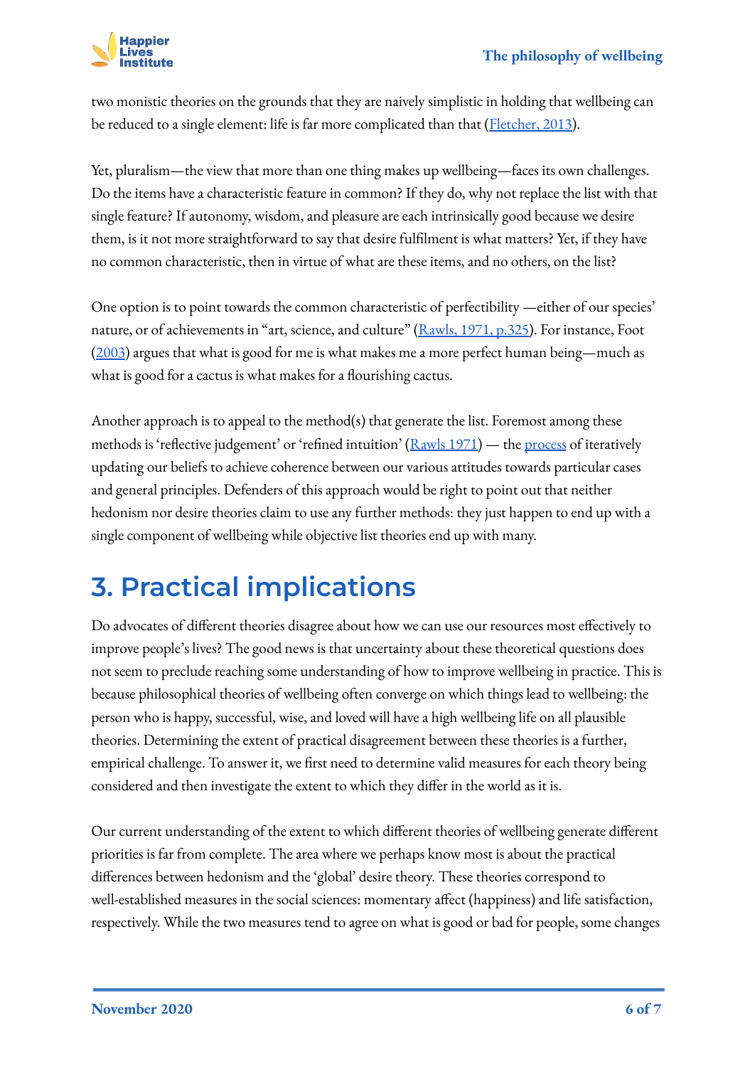two monistic theories on the grounds that they are naively simplistic in holding that wellbeing can be reduced to a single element: life is far more complicated than that (Fletcher, 2013).

Yet, pluralism—the view that more than one thing makes up wellbeing—faces its own challenges. Do the items have a characteristic feature in common? If they do, why not replace the list with that single feature? If autonomy, wisdom, and pleasure are each intrinsically good because we desire them, is it not more straightforward to say that desire fulfilment is what matters? Yet, if they have no common characteristic, then in virtue of what are these items, and no others, on the list?

One option is to point towards the common characteristic of perfectibility —either of our species' nature, or of achievements in "art, science, and culture" (Rawls, 1971, p.325). For instance, Foot (2003) argues that what is good for me is what makes me a more perfect human being—much as what is good for a cactus is what makes for a flourishing cactus.

Another approach is to appeal to the method(s) that generate the list. Foremost among these methods is 'reflective judgement' or 'refined intuition' (Rawls 1971) — the process of iteratively updating our beliefs to achieve coherence between our various attitudes towards particular cases and general principles. Defenders of this approach would be right to point out that neither hedonism nor desire theories claim to use any further methods: they just happen to end up with a single component of wellbeing while objective list theories end up with many.

# 3. Practical implications

Do advocates of different theories disagree about how we can use our resources most effectively to improve people's lives? The good news is that uncertainty about these theoretical questions does not seem to preclude reaching some understanding of how to improve wellbeing in practice. This is because philosophical theories of wellbeing often converge on which things lead to wellbeing: the person who is happy, successful, wise, and loved will have a high wellbeing life on all plausible theories. Determining the extent of practical disagreement between these theories is a further, empirical challenge. To answer it, we first need to determine valid measures for each theory being considered and then investigate the extent to which they differ in the world as it is.

Our current understanding of the extent to which different theories of wellbeing generate different priorities is far from complete. The area where we perhaps know most is about the practical differences between hedonism and the 'global' desire theory. These theories correspond to well-established measures in the social sciences: momentary affect (happiness) and life satisfaction, respectively. While the two measures tend to agree on what is good or bad for people, some changes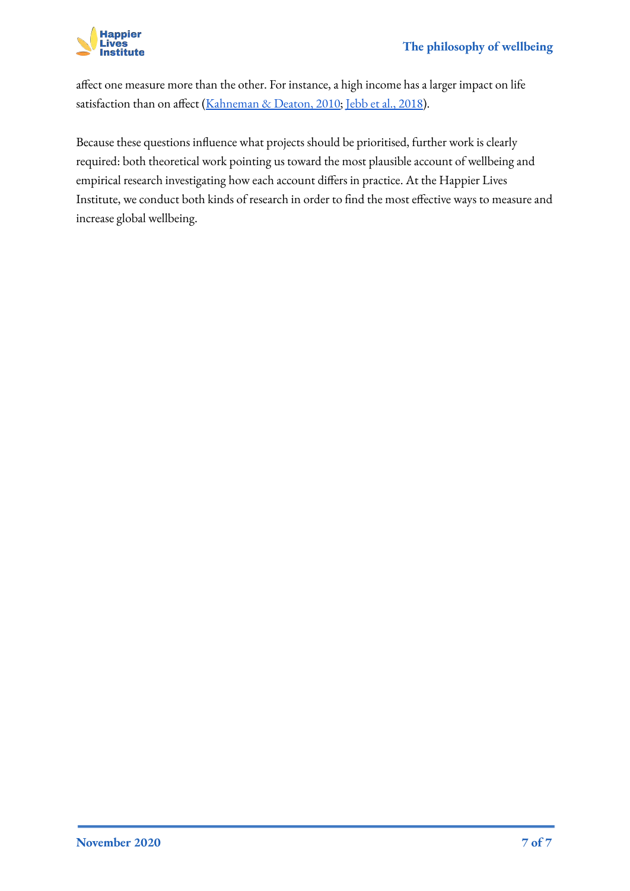affect one measure more than the other. For instance, a high income has a larger impact on life satisfaction than on affect (Kahneman & Deaton, 2010; Jebb et al., 2018).

Because these questions influence what projects should be prioritised, further work is clearly required: both theoretical work pointing us toward the most plausible account of wellbeing and empirical research investigating how each account differs in practice. At the Happier Lives Institute, we conduct both kinds of research in order to find the most effective ways to measure and increase global wellbeing.